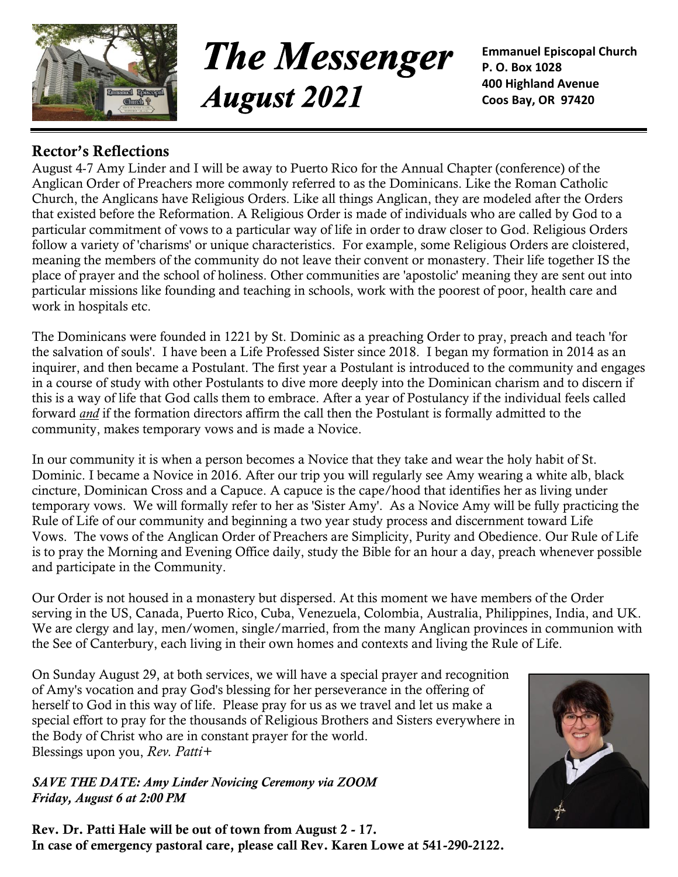# *The Messenger*
# *August 2021*

**Emmanuel Episcopal Church**
**P. O. Box 1028**
**400 Highland Avenue**
**Coos Bay, OR 97420**

## Rector's Reflections

August 4-7 Amy Linder and I will be away to Puerto Rico for the Annual Chapter (conference) of the Anglican Order of Preachers more commonly referred to as the Dominicans. Like the Roman Catholic Church, the Anglicans have Religious Orders. Like all things Anglican, they are modeled after the Orders that existed before the Reformation. A Religious Order is made of individuals who are called by God to a particular commitment of vows to a particular way of life in order to draw closer to God. Religious Orders follow a variety of 'charisms' or unique characteristics. For example, some Religious Orders are cloistered, meaning the members of the community do not leave their convent or monastery. Their life together IS the place of prayer and the school of holiness. Other communities are 'apostolic' meaning they are sent out into particular missions like founding and teaching in schools, work with the poorest of poor, health care and work in hospitals etc.

The Dominicans were founded in 1221 by St. Dominic as a preaching Order to pray, preach and teach 'for the salvation of souls'. I have been a Life Professed Sister since 2018. I began my formation in 2014 as an inquirer, and then became a Postulant. The first year a Postulant is introduced to the community and engages in a course of study with other Postulants to dive more deeply into the Dominican charism and to discern if this is a way of life that God calls them to embrace. After a year of Postulancy if the individual feels called forward ***and*** if the formation directors affirm the call then the Postulant is formally admitted to the community, makes temporary vows and is made a Novice.

In our community it is when a person becomes a Novice that they take and wear the holy habit of St. Dominic. I became a Novice in 2016. After our trip you will regularly see Amy wearing a white alb, black cincture, Dominican Cross and a Capuce. A capuce is the cape/hood that identifies her as living under temporary vows. We will formally refer to her as 'Sister Amy'. As a Novice Amy will be fully practicing the Rule of Life of our community and beginning a two year study process and discernment toward Life Vows. The vows of the Anglican Order of Preachers are Simplicity, Purity and Obedience. Our Rule of Life is to pray the Morning and Evening Office daily, study the Bible for an hour a day, preach whenever possible and participate in the Community.

Our Order is not housed in a monastery but dispersed. At this moment we have members of the Order serving in the US, Canada, Puerto Rico, Cuba, Venezuela, Colombia, Australia, Philippines, India, and UK. We are clergy and lay, men/women, single/married, from the many Anglican provinces in communion with the See of Canterbury, each living in their own homes and contexts and living the Rule of Life.

On Sunday August 29, at both services, we will have a special prayer and recognition of Amy's vocation and pray God's blessing for her perseverance in the offering of herself to God in this way of life. Please pray for us as we travel and let us make a special effort to pray for the thousands of Religious Brothers and Sisters everywhere in the Body of Christ who are in constant prayer for the world.
Blessings upon you, *Rev. Patti+*

***SAVE THE DATE: Amy Linder Novicing Ceremony via ZOOM***
***Friday, August 6 at 2:00 PM***

**Rev. Dr. Patti Hale will be out of town from August 2 - 17.**
**In case of emergency pastoral care, please call Rev. Karen Lowe at 541-290-2122.**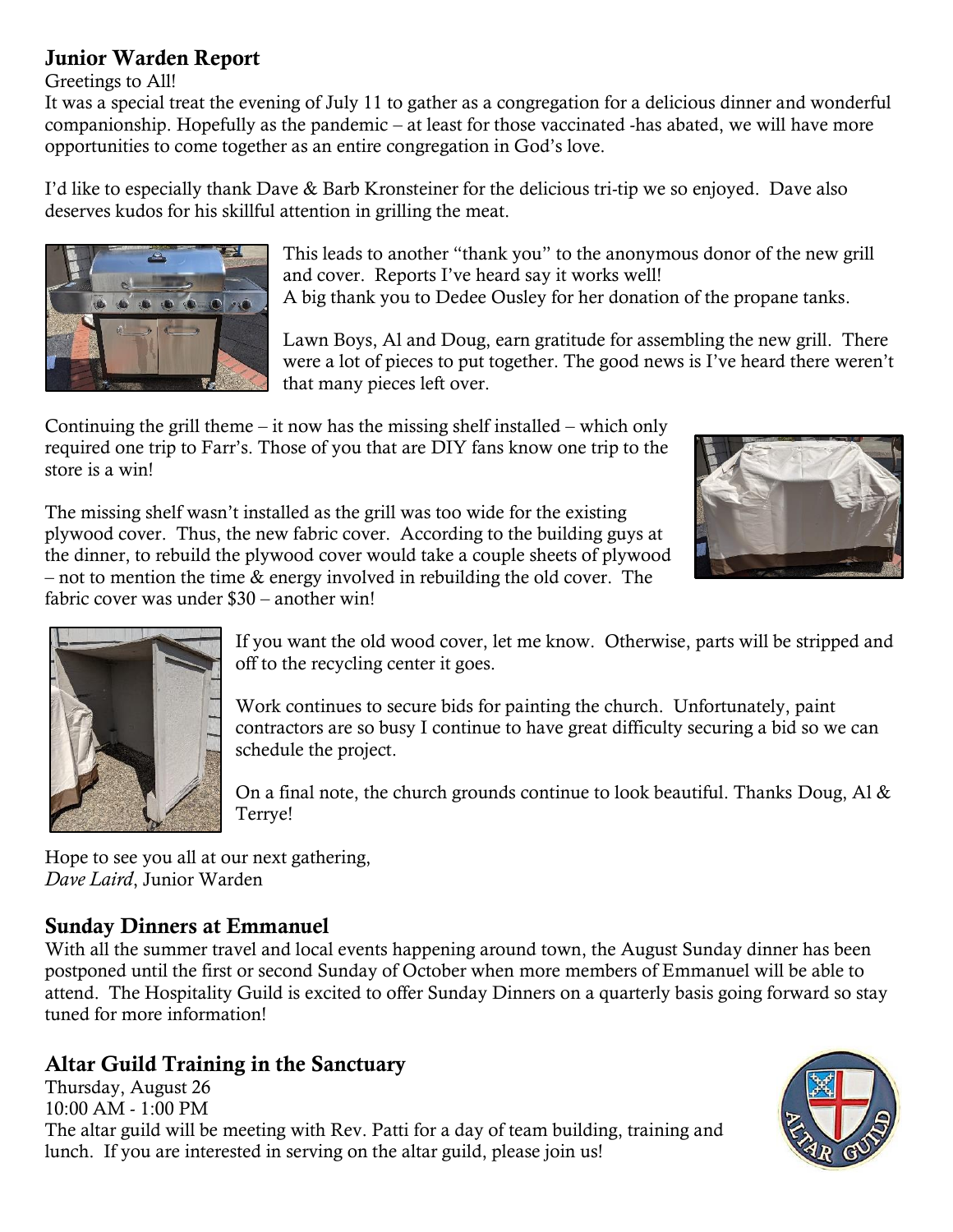## Junior Warden Report

Greetings to All!

It was a special treat the evening of July 11 to gather as a congregation for a delicious dinner and wonderful companionship. Hopefully as the pandemic – at least for those vaccinated -has abated, we will have more opportunities to come together as an entire congregation in God's love.

I'd like to especially thank Dave & Barb Kronsteiner for the delicious tri-tip we so enjoyed. Dave also deserves kudos for his skillful attention in grilling the meat.

This leads to another "thank you" to the anonymous donor of the new grill and cover. Reports I've heard say it works well!

A big thank you to Dedee Ousley for her donation of the propane tanks.

Lawn Boys, Al and Doug, earn gratitude for assembling the new grill. There were a lot of pieces to put together. The good news is I've heard there weren't that many pieces left over.

Continuing the grill theme – it now has the missing shelf installed – which only required one trip to Farr's. Those of you that are DIY fans know one trip to the store is a win!

The missing shelf wasn't installed as the grill was too wide for the existing plywood cover. Thus, the new fabric cover. According to the building guys at the dinner, to rebuild the plywood cover would take a couple sheets of plywood – not to mention the time & energy involved in rebuilding the old cover. The fabric cover was under $30 – another win!

If you want the old wood cover, let me know. Otherwise, parts will be stripped and off to the recycling center it goes.

Work continues to secure bids for painting the church. Unfortunately, paint contractors are so busy I continue to have great difficulty securing a bid so we can schedule the project.

On a final note, the church grounds continue to look beautiful. Thanks Doug, Al & Terrye!

Hope to see you all at our next gathering,
*Dave Laird*, Junior Warden

## Sunday Dinners at Emmanuel

With all the summer travel and local events happening around town, the August Sunday dinner has been postponed until the first or second Sunday of October when more members of Emmanuel will be able to attend. The Hospitality Guild is excited to offer Sunday Dinners on a quarterly basis going forward so stay tuned for more information!

## Altar Guild Training in the Sanctuary

Thursday, August 26
10:00 AM - 1:00 PM
The altar guild will be meeting with Rev. Patti for a day of team building, training and lunch. If you are interested in serving on the altar guild, please join us!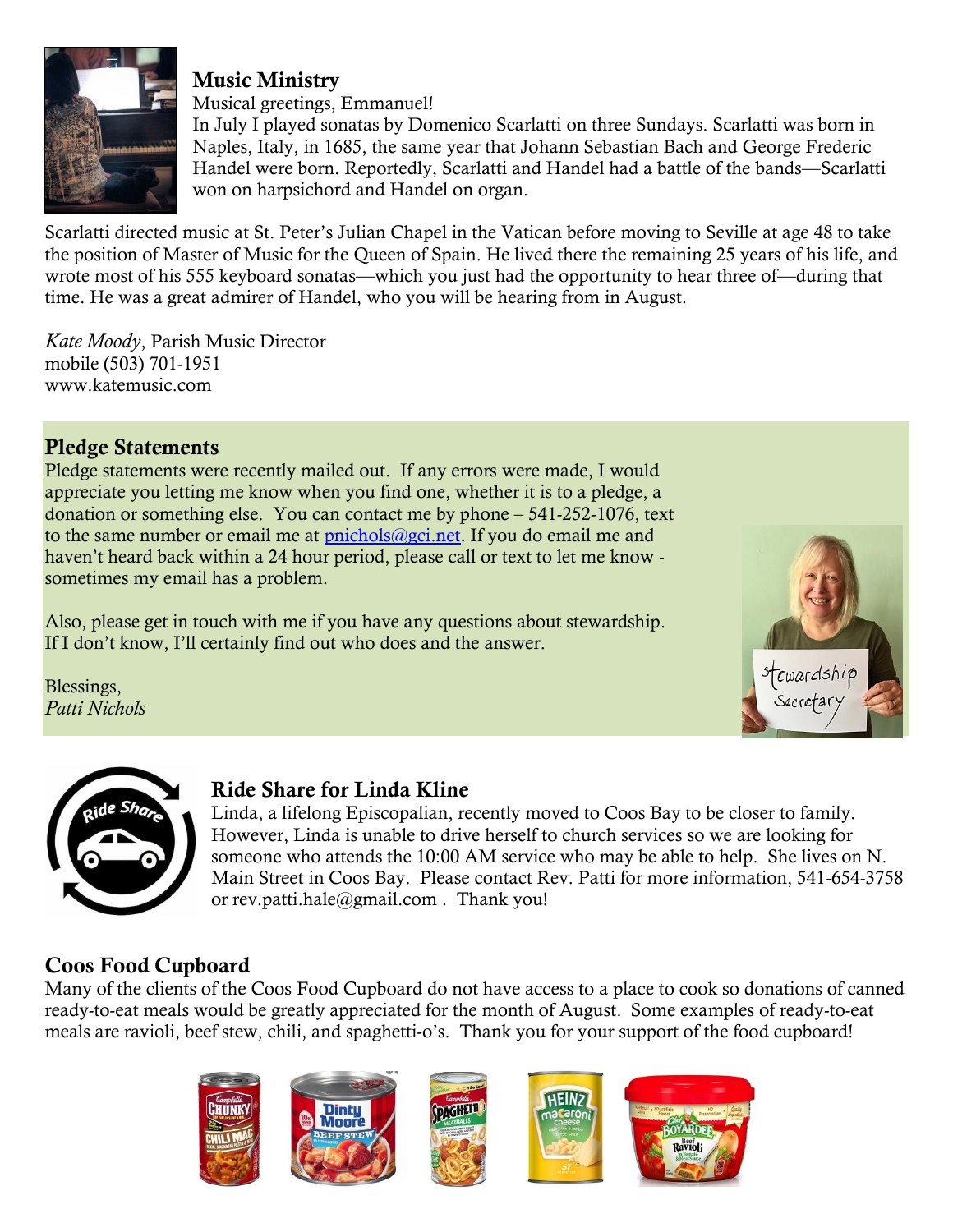## Music Ministry

Musical greetings, Emmanuel!

In July I played sonatas by Domenico Scarlatti on three Sundays. Scarlatti was born in Naples, Italy, in 1685, the same year that Johann Sebastian Bach and George Frederic Handel were born. Reportedly, Scarlatti and Handel had a battle of the bands—Scarlatti won on harpsichord and Handel on organ.

Scarlatti directed music at St. Peter's Julian Chapel in the Vatican before moving to Seville at age 48 to take the position of Master of Music for the Queen of Spain. He lived there the remaining 25 years of his life, and wrote most of his 555 keyboard sonatas—which you just had the opportunity to hear three of—during that time. He was a great admirer of Handel, who you will be hearing from in August.

*Kate Moody*, Parish Music Director
mobile (503) 701-1951
www.katemusic.com

## Pledge Statements

Pledge statements were recently mailed out. If any errors were made, I would appreciate you letting me know when you find one, whether it is to a pledge, a donation or something else. You can contact me by phone – 541-252-1076, text to the same number or email me at pnichols@gci.net. If you do email me and haven't heard back within a 24 hour period, please call or text to let me know - sometimes my email has a problem.

Also, please get in touch with me if you have any questions about stewardship. If I don't know, I'll certainly find out who does and the answer.

Blessings,
*Patti Nichols*

## Ride Share for Linda Kline

Linda, a lifelong Episcopalian, recently moved to Coos Bay to be closer to family. However, Linda is unable to drive herself to church services so we are looking for someone who attends the 10:00 AM service who may be able to help. She lives on N. Main Street in Coos Bay. Please contact Rev. Patti for more information, 541-654-3758 or rev.patti.hale@gmail.com . Thank you!

## Coos Food Cupboard

Many of the clients of the Coos Food Cupboard do not have access to a place to cook so donations of canned ready-to-eat meals would be greatly appreciated for the month of August. Some examples of ready-to-eat meals are ravioli, beef stew, chili, and spaghetti-o's. Thank you for your support of the food cupboard!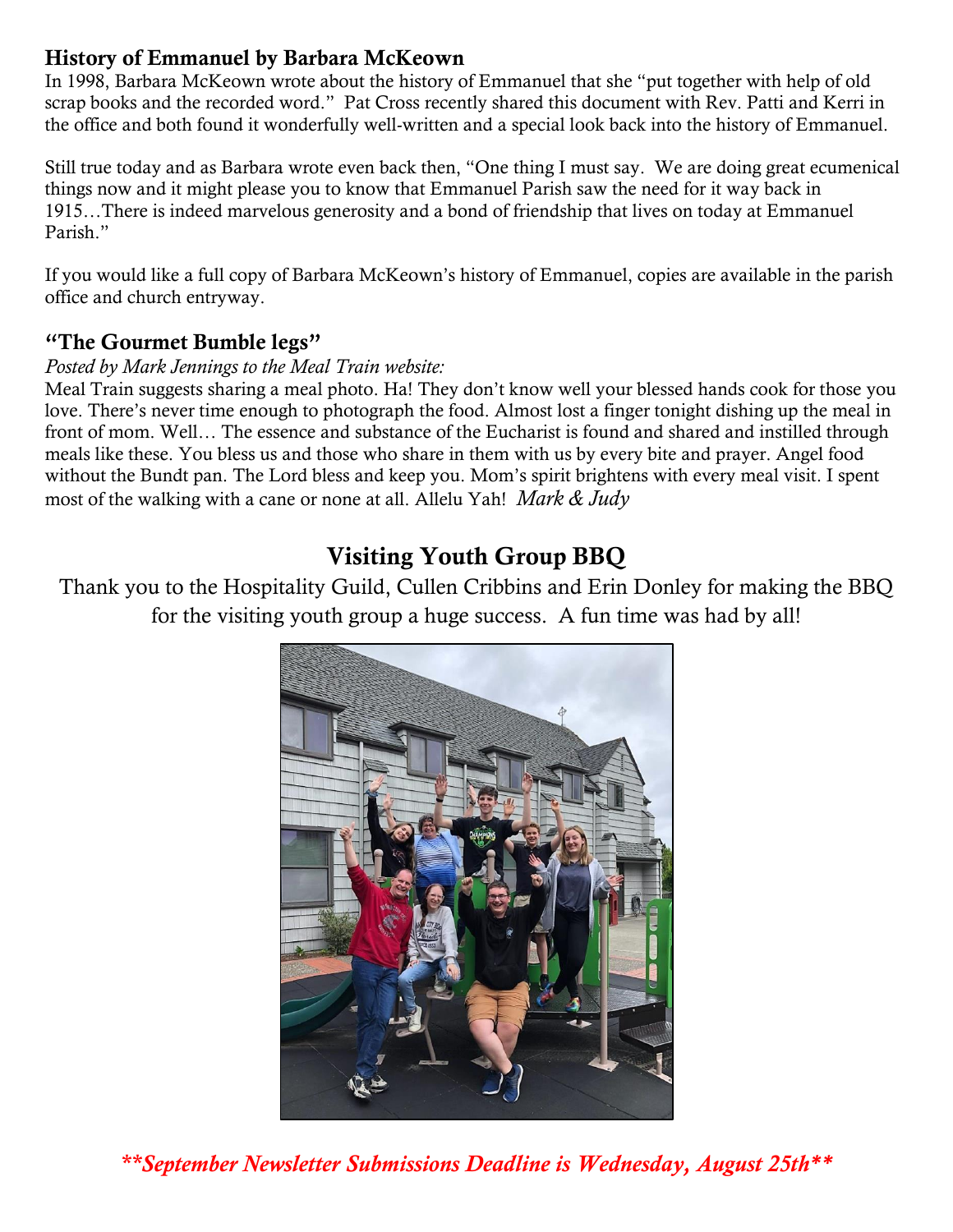### History of Emmanuel by Barbara McKeown

In 1998, Barbara McKeown wrote about the history of Emmanuel that she "put together with help of old scrap books and the recorded word." Pat Cross recently shared this document with Rev. Patti and Kerri in the office and both found it wonderfully well-written and a special look back into the history of Emmanuel.

Still true today and as Barbara wrote even back then, "One thing I must say. We are doing great ecumenical things now and it might please you to know that Emmanuel Parish saw the need for it way back in 1915…There is indeed marvelous generosity and a bond of friendship that lives on today at Emmanuel Parish."

If you would like a full copy of Barbara McKeown's history of Emmanuel, copies are available in the parish office and church entryway.

### "The Gourmet Bumble legs"

*Posted by Mark Jennings to the Meal Train website:*

Meal Train suggests sharing a meal photo. Ha! They don't know well your blessed hands cook for those you love. There's never time enough to photograph the food. Almost lost a finger tonight dishing up the meal in front of mom. Well… The essence and substance of the Eucharist is found and shared and instilled through meals like these. You bless us and those who share in them with us by every bite and prayer. Angel food without the Bundt pan. The Lord bless and keep you. Mom's spirit brightens with every meal visit. I spent most of the walking with a cane or none at all. Allelu Yah! *Mark & Judy*

## Visiting Youth Group BBQ

Thank you to the Hospitality Guild, Cullen Cribbins and Erin Donley for making the BBQ for the visiting youth group a huge success. A fun time was had by all!

***\*\*September Newsletter Submissions Deadline is Wednesday, August 25th\*\****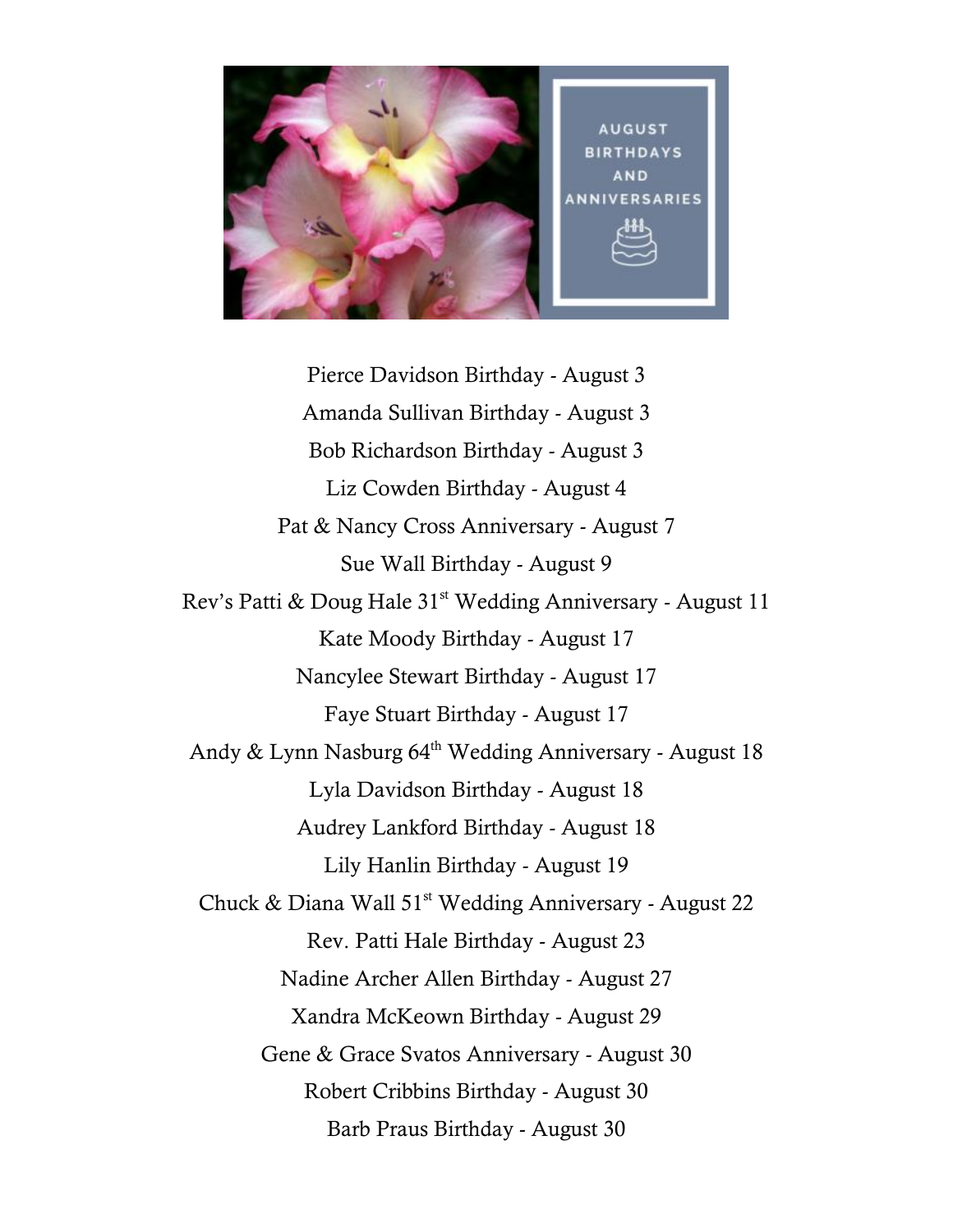AUGUST BIRTHDAYS AND ANNIVERSARIES

Pierce Davidson Birthday - August 3

Amanda Sullivan Birthday - August 3

Bob Richardson Birthday - August 3

Liz Cowden Birthday - August 4

Pat & Nancy Cross Anniversary - August 7

Sue Wall Birthday - August 9

Rev's Patti & Doug Hale 31st Wedding Anniversary - August 11

Kate Moody Birthday - August 17

Nancylee Stewart Birthday - August 17

Faye Stuart Birthday - August 17

Andy & Lynn Nasburg 64th Wedding Anniversary - August 18

Lyla Davidson Birthday - August 18

Audrey Lankford Birthday - August 18

Lily Hanlin Birthday - August 19

Chuck & Diana Wall 51st Wedding Anniversary - August 22

Rev. Patti Hale Birthday - August 23

Nadine Archer Allen Birthday - August 27

Xandra McKeown Birthday - August 29

Gene & Grace Svatos Anniversary - August 30

Robert Cribbins Birthday - August 30

Barb Praus Birthday - August 30